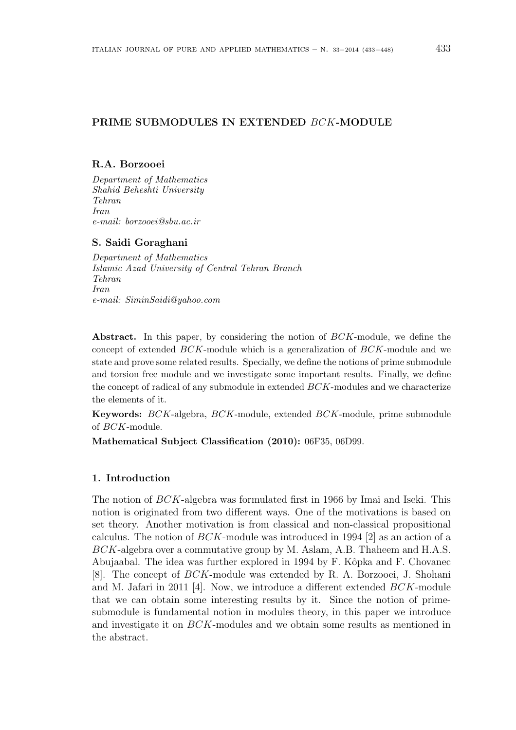# PRIME SUBMODULES IN EXTENDED $BCK$-MODULE

**R.A. Borzooei**

*Department of Mathematics*
*Shahid Beheshti University*
*Tehran*
*Iran*
*e-mail: borzooei@sbu.ac.ir*

**S. Saidi Goraghani**

*Department of Mathematics*
*Islamic Azad University of Central Tehran Branch*
*Tehran*
*Iran*
*e-mail: SiminSaidi@yahoo.com*

**Abstract.** In this paper, by considering the notion of $BCK$-module, we define the concept of extended $BCK$-module which is a generalization of $BCK$-module and we state and prove some related results. Specially, we define the notions of prime submodule and torsion free module and we investigate some important results. Finally, we define the concept of radical of any submodule in extended $BCK$-modules and we characterize the elements of it.

**Keywords:** $BCK$-algebra, $BCK$-module, extended $BCK$-module, prime submodule of $BCK$-module.

**Mathematical Subject Classification (2010):** 06F35, 06D99.

## 1. Introduction

The notion of $BCK$-algebra was formulated first in 1966 by Imai and Iseki. This notion is originated from two different ways. One of the motivations is based on set theory. Another motivation is from classical and non-classical propositional calculus. The notion of $BCK$-module was introduced in 1994 [2] as an action of a $BCK$-algebra over a commutative group by M. Aslam, A.B. Thaheem and H.A.S. Abujaabal. The idea was further explored in 1994 by F. Kôpka and F. Chovanec [8]. The concept of $BCK$-module was extended by R. A. Borzooei, J. Shohani and M. Jafari in 2011 [4]. Now, we introduce a different extended $BCK$-module that we can obtain some interesting results by it. Since the notion of prime-submodule is fundamental notion in modules theory, in this paper we introduce and investigate it on $BCK$-modules and we obtain some results as mentioned in the abstract.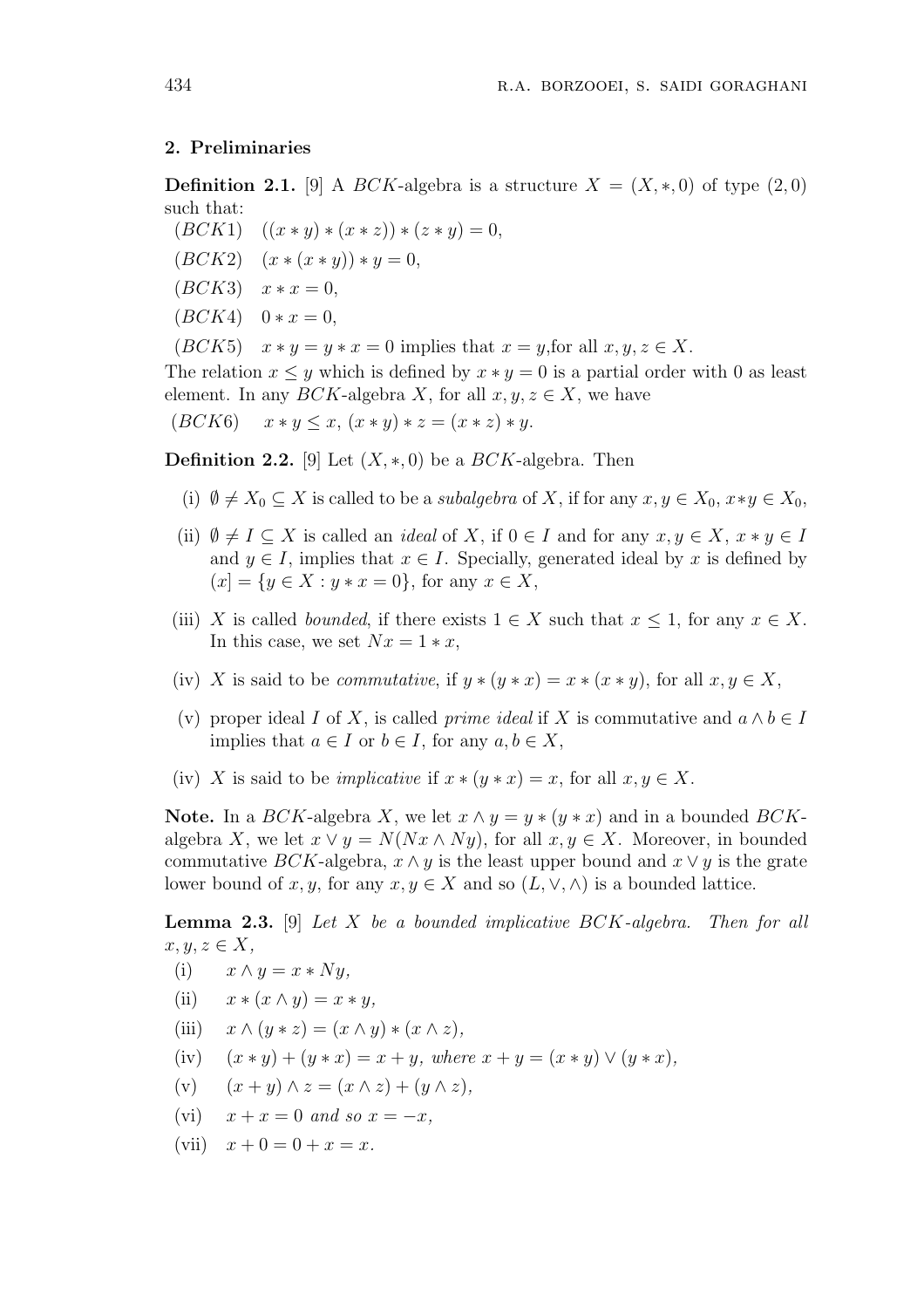## 2. Preliminaries

**Definition 2.1.** [9] A $BCK$-algebra is a structure $X = (X, *, 0)$ of type $(2, 0)$ such that:

$(BCK1)$ $((x * y) * (x * z)) * (z * y) = 0$,

$(BCK2)$ $(x * (x * y)) * y = 0$,

$(BCK3)$ $x * x = 0$,

$(BCK4)$ $0 * x = 0$,

$(BCK5)$ $x * y = y * x = 0$ implies that $x = y$,for all $x, y, z \in X$.

The relation $x \leq y$ which is defined by $x * y = 0$ is a partial order with 0 as least element. In any $BCK$-algebra $X$, for all $x, y, z \in X$, we have

$(BCK6)$ $x * y \leq x$, $(x * y) * z = (x * z) * y$.

**Definition 2.2.** [9] Let $(X, *, 0)$ be a $BCK$-algebra. Then

(i) $\emptyset \neq X_0 \subseteq X$ is called to be a *subalgebra* of $X$, if for any $x, y \in X_0$, $x*y \in X_0$,

(ii) $\emptyset \neq I \subseteq X$ is called an *ideal* of $X$, if $0 \in I$ and for any $x, y \in X$, $x * y \in I$ and $y \in I$, implies that $x \in I$. Specially, generated ideal by $x$ is defined by $(x] = \{y \in X : y * x = 0\}$, for any $x \in X$,

(iii) $X$ is called *bounded*, if there exists $1 \in X$ such that $x \leq 1$, for any $x \in X$. In this case, we set $Nx = 1 * x$,

(iv) $X$ is said to be *commutative*, if $y * (y * x) = x * (x * y)$, for all $x, y \in X$,

(v) proper ideal $I$ of $X$, is called *prime ideal* if $X$ is commutative and $a \wedge b \in I$ implies that $a \in I$ or $b \in I$, for any $a, b \in X$,

(iv) $X$ is said to be *implicative* if $x * (y * x) = x$, for all $x, y \in X$.

**Note.** In a $BCK$-algebra $X$, we let $x \wedge y = y * (y * x)$ and in a bounded $BCK$-algebra $X$, we let $x \vee y = N(Nx \wedge Ny)$, for all $x, y \in X$. Moreover, in bounded commutative $BCK$-algebra, $x \wedge y$ is the least upper bound and $x \vee y$ is the grate lower bound of $x, y$, for any $x, y \in X$ and so $(L, \vee, \wedge)$ is a bounded lattice.

**Lemma 2.3.** [9] *Let $X$ be a bounded implicative $BCK$-algebra. Then for all $x, y, z \in X$,*

(i) $x \wedge y = x * Ny$,

(ii) $x * (x \wedge y) = x * y$,

(iii) $x \wedge (y * z) = (x \wedge y) * (x \wedge z)$,

(iv) $(x * y) + (y * x) = x + y$, *where* $x + y = (x * y) \vee (y * x)$,

(v) $(x + y) \wedge z = (x \wedge z) + (y \wedge z)$,

(vi) $x + x = 0$ *and so* $x = -x$,

(vii) $x + 0 = 0 + x = x$.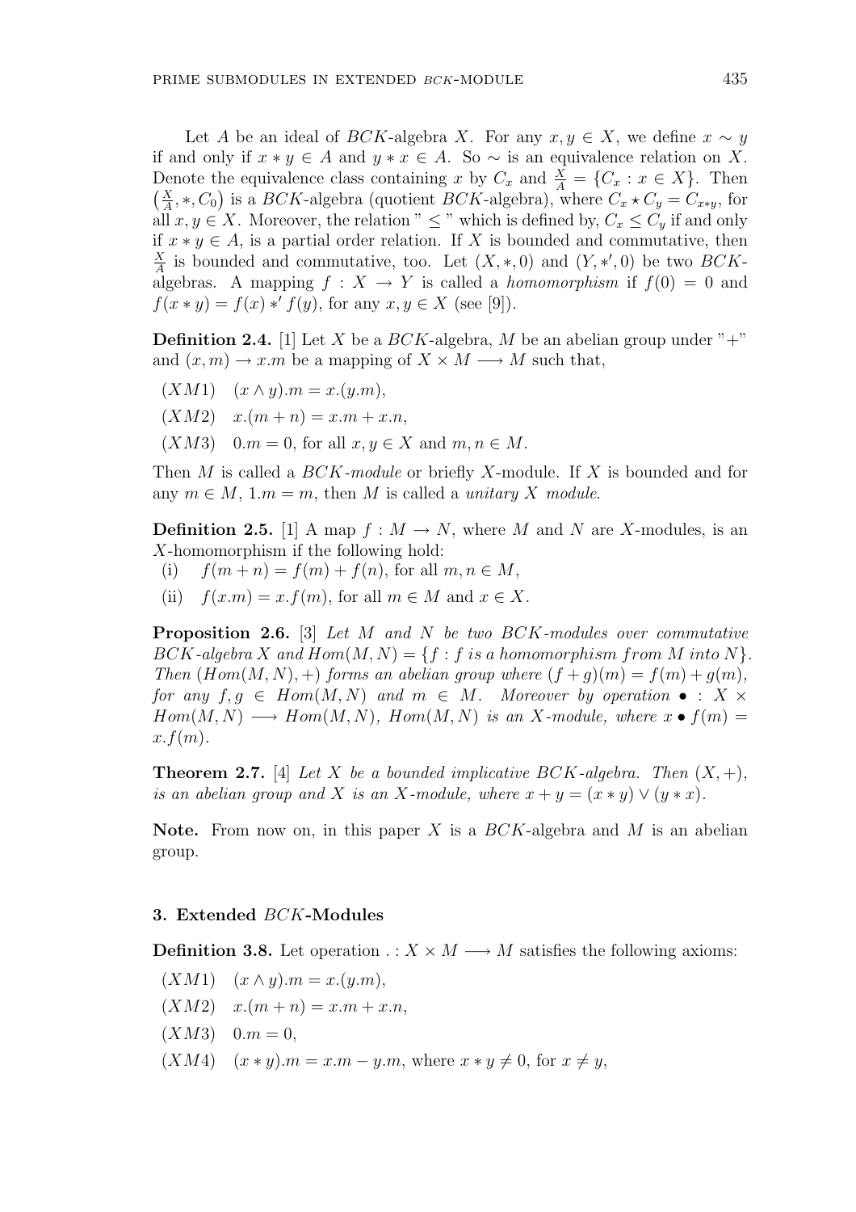Let $A$ be an ideal of $BCK$-algebra $X$. For any $x, y \in X$, we define $x \sim y$ if and only if $x * y \in A$ and $y * x \in A$. So $\sim$ is an equivalence relation on $X$. Denote the equivalence class containing $x$ by $C_x$ and $\frac{X}{A} = \{C_x : x \in X\}$. Then $\left(\frac{X}{A}, *, C_0\right)$ is a $BCK$-algebra (quotient $BCK$-algebra), where $C_x \star C_y = C_{x*y}$, for all $x, y \in X$. Moreover, the relation " $\leq$ " which is defined by, $C_x \leq C_y$ if and only if $x * y \in A$, is a partial order relation. If $X$ is bounded and commutative, then $\frac{X}{A}$ is bounded and commutative, too. Let $(X, *, 0)$ and $(Y, *', 0)$ be two $BCK$-algebras. A mapping $f : X \to Y$ is called a *homomorphism* if $f(0) = 0$ and $f(x * y) = f(x) *' f(y)$, for any $x, y \in X$ (see [9]).

**Definition 2.4.** [1] Let $X$ be a $BCK$-algebra, $M$ be an abelian group under "+" and $(x, m) \to x.m$ be a mapping of $X \times M \longrightarrow M$ such that,

$(XM1)$ $\quad (x \wedge y).m = x.(y.m)$,

$(XM2)$ $\quad x.(m + n) = x.m + x.n$,

$(XM3)$ $\quad 0.m = 0$, for all $x, y \in X$ and $m, n \in M$.

Then $M$ is called a *BCK-module* or briefly $X$-module. If $X$ is bounded and for any $m \in M$, $1.m = m$, then $M$ is called a *unitary X module*.

**Definition 2.5.** [1] A map $f : M \to N$, where $M$ and $N$ are $X$-modules, is an $X$-homomorphism if the following hold:

(i) $\quad f(m + n) = f(m) + f(n)$, for all $m, n \in M$,

(ii) $\quad f(x.m) = x.f(m)$, for all $m \in M$ and $x \in X$.

**Proposition 2.6.** [3] *Let $M$ and $N$ be two BCK-modules over commutative BCK-algebra $X$ and $Hom(M, N) = \{f : f \text{ is a homomorphism from } M \text{ into } N\}$. Then $(Hom(M, N), +)$ forms an abelian group where $(f + g)(m) = f(m) + g(m)$, for any $f, g \in Hom(M, N)$ and $m \in M$. Moreover by operation $\bullet : X \times Hom(M, N) \longrightarrow Hom(M, N)$, $Hom(M, N)$ is an $X$-module, where $x \bullet f(m) = x.f(m)$.*

**Theorem 2.7.** [4] *Let $X$ be a bounded implicative BCK-algebra. Then $(X, +)$, is an abelian group and $X$ is an $X$-module, where $x + y = (x * y) \vee (y * x)$.*

**Note.** From now on, in this paper $X$ is a $BCK$-algebra and $M$ is an abelian group.

## 3. Extended $BCK$-Modules

**Definition 3.8.** Let operation $. : X \times M \longrightarrow M$ satisfies the following axioms:

$(XM1)$ $\quad (x \wedge y).m = x.(y.m)$,

$(XM2)$ $\quad x.(m + n) = x.m + x.n$,

$(XM3)$ $\quad 0.m = 0$,

$(XM4)$ $\quad (x * y).m = x.m - y.m$, where $x * y \neq 0$, for $x \neq y$,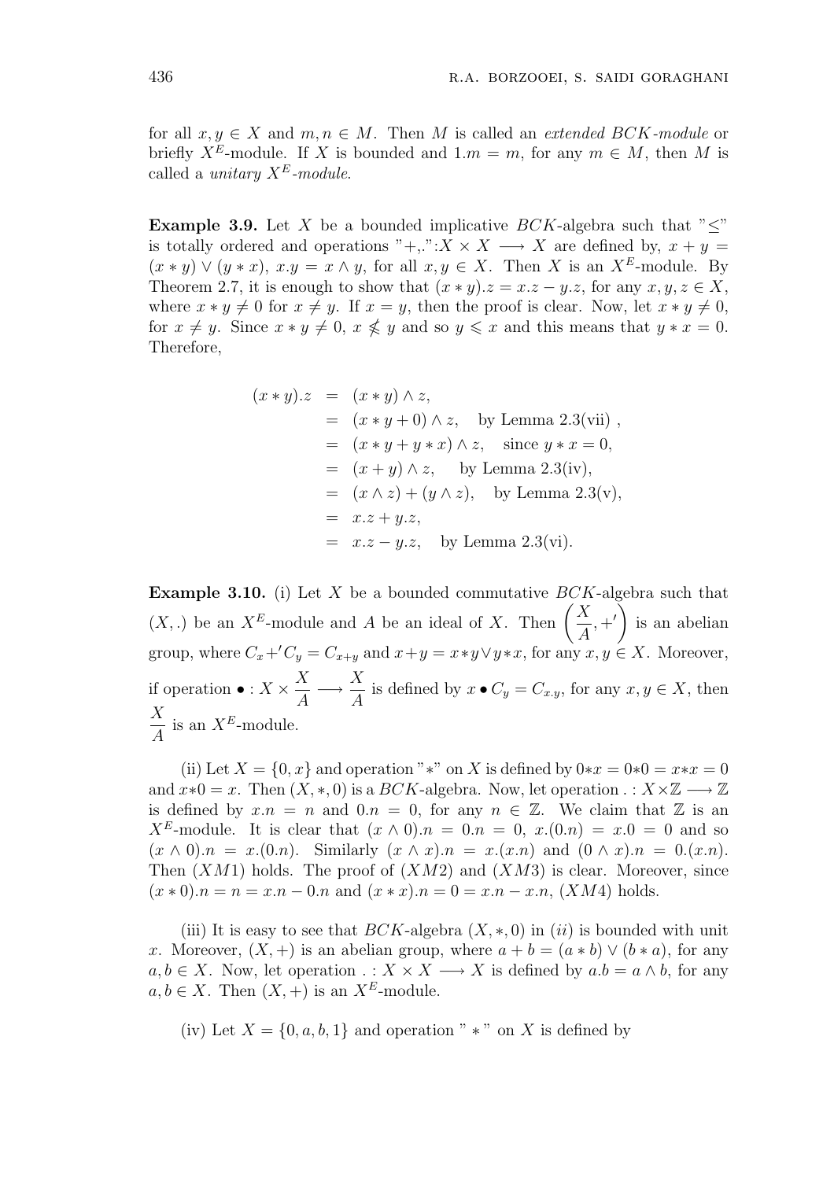for all $x, y \in X$ and $m, n \in M$. Then $M$ is called an *extended BCK-module* or briefly $X^E$-module. If $X$ is bounded and $1.m = m$, for any $m \in M$, then $M$ is called a *unitary $X^E$-module*.

**Example 3.9.** Let $X$ be a bounded implicative $BCK$-algebra such that "$\leq$" is totally ordered and operations "$+,.$":$X \times X \longrightarrow X$ are defined by, $x + y = (x * y) \vee (y * x)$, $x.y = x \wedge y$, for all $x, y \in X$. Then $X$ is an $X^E$-module. By Theorem 2.7, it is enough to show that $(x * y).z = x.z - y.z$, for any $x, y, z \in X$, where $x * y \neq 0$ for $x \neq y$. If $x = y$, then the proof is clear. Now, let $x * y \neq 0$, for $x \neq y$. Since $x * y \neq 0$, $x \nleqslant y$ and so $y \leqslant x$ and this means that $y * x = 0$. Therefore,

$$
\begin{aligned}
(x * y).z &= (x * y) \wedge z, \\
&= (x * y + 0) \wedge z, \quad \text{by Lemma 2.3(vii)}, \\
&= (x * y + y * x) \wedge z, \quad \text{since } y * x = 0, \\
&= (x + y) \wedge z, \quad \text{by Lemma 2.3(iv)}, \\
&= (x \wedge z) + (y \wedge z), \quad \text{by Lemma 2.3(v)}, \\
&= x.z + y.z, \\
&= x.z - y.z, \quad \text{by Lemma 2.3(vi)}.
\end{aligned}
$$

**Example 3.10.** (i) Let $X$ be a bounded commutative $BCK$-algebra such that $(X, .)$ be an $X^E$-module and $A$ be an ideal of $X$. Then $\left(\dfrac{X}{A}, +'\right)$ is an abelian group, where $C_x +' C_y = C_{x+y}$ and $x+y = x*y \vee y*x$, for any $x, y \in X$. Moreover, if operation $\bullet : X \times \dfrac{X}{A} \longrightarrow \dfrac{X}{A}$ is defined by $x \bullet C_y = C_{x.y}$, for any $x, y \in X$, then $\dfrac{X}{A}$ is an $X^E$-module.

(ii) Let $X = \{0, x\}$ and operation "$*$" on $X$ is defined by $0*x = 0*0 = x*x = 0$ and $x*0 = x$. Then $(X, *, 0)$ is a $BCK$-algebra. Now, let operation $. : X \times \mathbb{Z} \longrightarrow \mathbb{Z}$ is defined by $x.n = n$ and $0.n = 0$, for any $n \in \mathbb{Z}$. We claim that $\mathbb{Z}$ is an $X^E$-module. It is clear that $(x \wedge 0).n = 0.n = 0$, $x.(0.n) = x.0 = 0$ and so $(x \wedge 0).n = x.(0.n)$. Similarly $(x \wedge x).n = x.(x.n)$ and $(0 \wedge x).n = 0.(x.n)$. Then $(XM1)$ holds. The proof of $(XM2)$ and $(XM3)$ is clear. Moreover, since $(x * 0).n = n = x.n - 0.n$ and $(x * x).n = 0 = x.n - x.n$, $(XM4)$ holds.

(iii) It is easy to see that $BCK$-algebra $(X, *, 0)$ in $(ii)$ is bounded with unit $x$. Moreover, $(X, +)$ is an abelian group, where $a + b = (a * b) \vee (b * a)$, for any $a, b \in X$. Now, let operation $. : X \times X \longrightarrow X$ is defined by $a.b = a \wedge b$, for any $a, b \in X$. Then $(X, +)$ is an $X^E$-module.

(iv) Let $X = \{0, a, b, 1\}$ and operation "$*$" on $X$ is defined by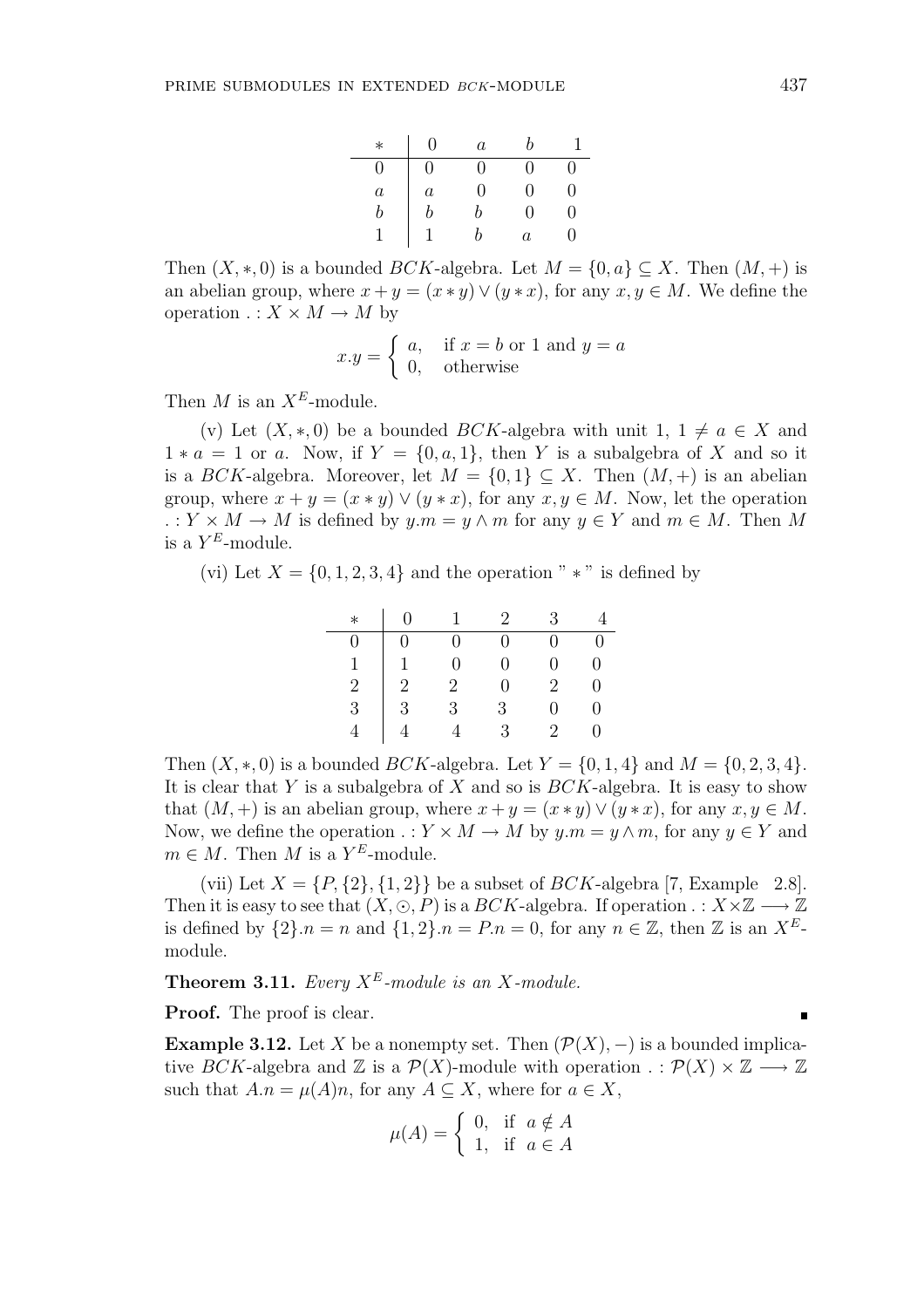| $*$ | $0$ | $a$ | $b$ | $1$ |
|---|---|---|---|---|
| $0$ | $0$ | $0$ | $0$ | $0$ |
| $a$ | $a$ | $0$ | $0$ | $0$ |
| $b$ | $b$ | $b$ | $0$ | $0$ |
| $1$ | $1$ | $b$ | $a$ | $0$ |

Then $(X, *, 0)$ is a bounded $BCK$-algebra. Let $M = \{0, a\} \subseteq X$. Then $(M, +)$ is an abelian group, where $x + y = (x * y) \vee (y * x)$, for any $x, y \in M$. We define the operation $. : X \times M \to M$ by

$$x.y = \begin{cases} a, & \text{if } x = b \text{ or } 1 \text{ and } y = a \\ 0, & \text{otherwise} \end{cases}$$

Then $M$ is an $X^E$-module.

(v) Let $(X, *, 0)$ be a bounded $BCK$-algebra with unit 1, $1 \neq a \in X$ and $1 * a = 1$ or $a$. Now, if $Y = \{0, a, 1\}$, then $Y$ is a subalgebra of $X$ and so it is a $BCK$-algebra. Moreover, let $M = \{0, 1\} \subseteq X$. Then $(M, +)$ is an abelian group, where $x + y = (x * y) \vee (y * x)$, for any $x, y \in M$. Now, let the operation $. : Y \times M \to M$ is defined by $y.m = y \wedge m$ for any $y \in Y$ and $m \in M$. Then $M$ is a $Y^E$-module.

(vi) Let $X = \{0, 1, 2, 3, 4\}$ and the operation " $*$ " is defined by

| $*$ | $0$ | $1$ | $2$ | $3$ | $4$ |
|---|---|---|---|---|---|
| $0$ | $0$ | $0$ | $0$ | $0$ | $0$ |
| $1$ | $1$ | $0$ | $0$ | $0$ | $0$ |
| $2$ | $2$ | $2$ | $0$ | $2$ | $0$ |
| $3$ | $3$ | $3$ | $3$ | $0$ | $0$ |
| $4$ | $4$ | $4$ | $3$ | $2$ | $0$ |

Then $(X, *, 0)$ is a bounded $BCK$-algebra. Let $Y = \{0, 1, 4\}$ and $M = \{0, 2, 3, 4\}$. It is clear that $Y$ is a subalgebra of $X$ and so is $BCK$-algebra. It is easy to show that $(M, +)$ is an abelian group, where $x + y = (x * y) \vee (y * x)$, for any $x, y \in M$. Now, we define the operation $. : Y \times M \to M$ by $y.m = y \wedge m$, for any $y \in Y$ and $m \in M$. Then $M$ is a $Y^E$-module.

(vii) Let $X = \{P, \{2\}, \{1, 2\}\}$ be a subset of $BCK$-algebra [7, Example 2.8]. Then it is easy to see that $(X, \odot, P)$ is a $BCK$-algebra. If operation $. : X \times \mathbb{Z} \longrightarrow \mathbb{Z}$ is defined by $\{2\}.n = n$ and $\{1, 2\}.n = P.n = 0$, for any $n \in \mathbb{Z}$, then $\mathbb{Z}$ is an $X^E$-module.

**Theorem 3.11.** *Every $X^E$-module is an $X$-module.*

**Proof.** The proof is clear. ∎

**Example 3.12.** Let $X$ be a nonempty set. Then $(\mathcal{P}(X), -)$ is a bounded implicative $BCK$-algebra and $\mathbb{Z}$ is a $\mathcal{P}(X)$-module with operation $. : \mathcal{P}(X) \times \mathbb{Z} \longrightarrow \mathbb{Z}$ such that $A.n = \mu(A)n$, for any $A \subseteq X$, where for $a \in X$,

$$\mu(A) = \begin{cases} 0, & \text{if } a \notin A \\ 1, & \text{if } a \in A \end{cases}$$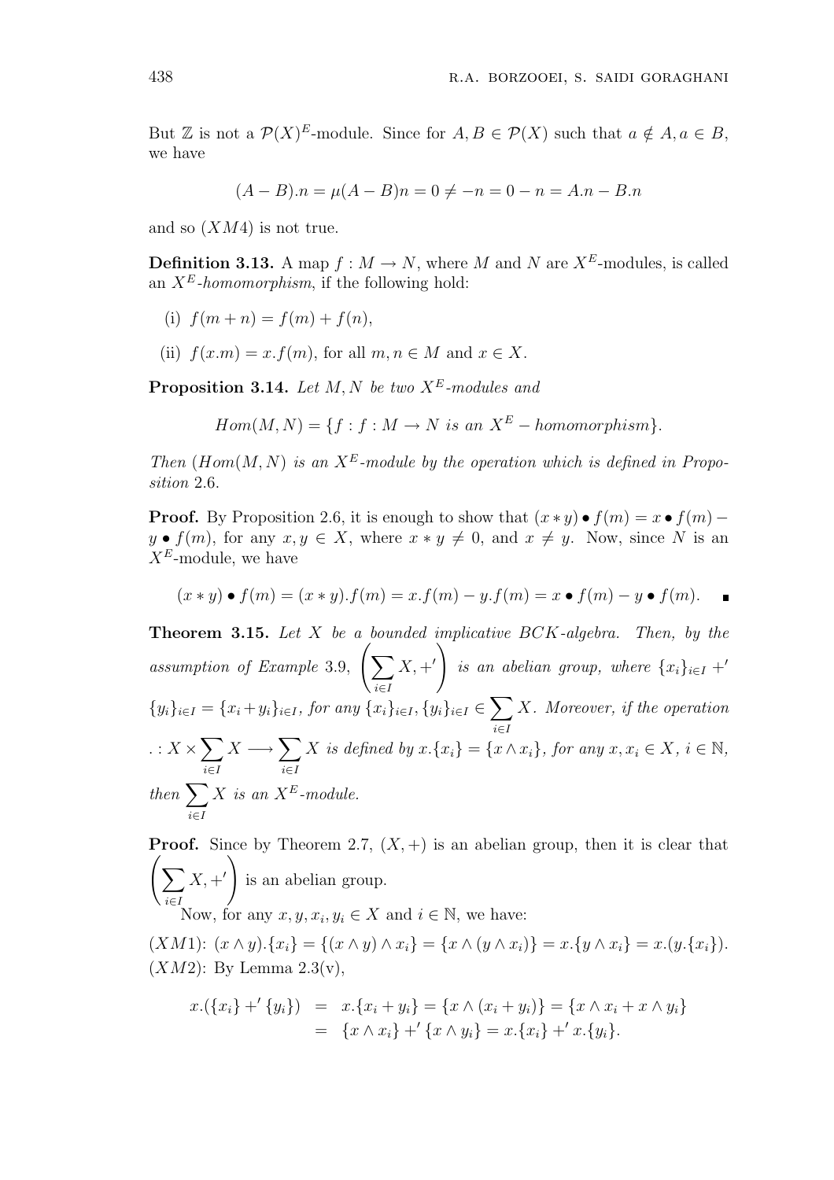But $\mathbb{Z}$ is not a $\mathcal{P}(X)^E$-module. Since for $A, B \in \mathcal{P}(X)$ such that $a \notin A, a \in B$, we have

$$(A - B).n = \mu(A - B)n = 0 \neq -n = 0 - n = A.n - B.n$$

and so $(XM4)$ is not true.

**Definition 3.13.** A map $f : M \to N$, where $M$ and $N$ are $X^E$-modules, is called an *$X^E$-homomorphism*, if the following hold:

(i) $f(m + n) = f(m) + f(n)$,

(ii) $f(x.m) = x.f(m)$, for all $m, n \in M$ and $x \in X$.

**Proposition 3.14.** *Let $M, N$ be two $X^E$-modules and*

$$Hom(M, N) = \{f : f : M \to N \text{ is an } X^E - homomorphism\}.$$

*Then $(Hom(M, N)$ is an $X^E$-module by the operation which is defined in Proposition 2.6.*

**Proof.** By Proposition 2.6, it is enough to show that $(x * y) \bullet f(m) = x \bullet f(m) - y \bullet f(m)$, for any $x, y \in X$, where $x * y \neq 0$, and $x \neq y$. Now, since $N$ is an $X^E$-module, we have

$$(x * y) \bullet f(m) = (x * y).f(m) = x.f(m) - y.f(m) = x \bullet f(m) - y \bullet f(m). \quad \blacksquare$$

**Theorem 3.15.** *Let $X$ be a bounded implicative BCK-algebra. Then, by the assumption of Example 3.9, $\left(\sum_{i \in I} X, +'\right)$ is an abelian group, where $\{x_i\}_{i\in I} +' \{y_i\}_{i\in I} = \{x_i + y_i\}_{i\in I}$, for any $\{x_i\}_{i\in I}, \{y_i\}_{i\in I} \in \sum_{i\in I} X$. Moreover, if the operation $. : X \times \sum_{i\in I} X \longrightarrow \sum_{i\in I} X$ is defined by $x.\{x_i\} = \{x \wedge x_i\}$, for any $x, x_i \in X$, $i \in \mathbb{N}$, then $\sum_{i\in I} X$ is an $X^E$-module.*

**Proof.** Since by Theorem 2.7, $(X, +)$ is an abelian group, then it is clear that $\left(\sum_{i\in I} X, +'\right)$ is an abelian group.

Now, for any $x, y, x_i, y_i \in X$ and $i \in \mathbb{N}$, we have:

$(XM1)$: $(x \wedge y).\{x_i\} = \{(x \wedge y) \wedge x_i\} = \{x \wedge (y \wedge x_i)\} = x.\{y \wedge x_i\} = x.(y.\{x_i\})$.

$(XM2)$: By Lemma 2.3(v),

$$\begin{aligned} x.(\{x_i\} +' \{y_i\}) &= x.\{x_i + y_i\} = \{x \wedge (x_i + y_i)\} = \{x \wedge x_i + x \wedge y_i\} \\ &= \{x \wedge x_i\} +' \{x \wedge y_i\} = x.\{x_i\} +' x.\{y_i\}. \end{aligned}$$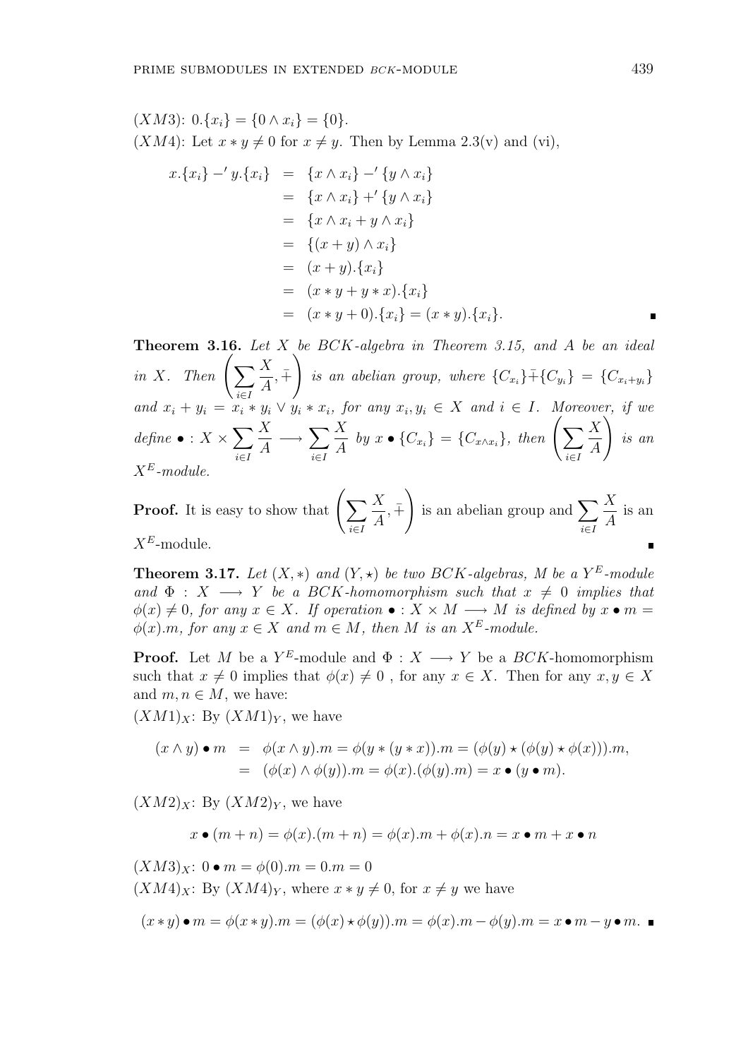$(XM3)$: $0.\{x_i\} = \{0 \wedge x_i\} = \{0\}$.

$(XM4)$: Let $x * y \neq 0$ for $x \neq y$. Then by Lemma 2.3(v) and (vi),

$$
\begin{aligned}
x.\{x_i\} -' y.\{x_i\} &= \{x \wedge x_i\} -' \{y \wedge x_i\} \\
&= \{x \wedge x_i\} +' \{y \wedge x_i\} \\
&= \{x \wedge x_i + y \wedge x_i\} \\
&= \{(x + y) \wedge x_i\} \\
&= (x + y).\{x_i\} \\
&= (x * y + y * x).\{x_i\} \\
&= (x * y + 0).\{x_i\} = (x * y).\{x_i\}.
\end{aligned}
$$

∎

**Theorem 3.16.** *Let $X$ be BCK-algebra in Theorem 3.15, and $A$ be an ideal in $X$. Then $\left(\sum_{i\in I} \frac{X}{A}, \bar{+}\right)$ is an abelian group, where $\{C_{x_i}\}\bar{+}\{C_{y_i}\} = \{C_{x_i+y_i}\}$ and $x_i + y_i = x_i * y_i \vee y_i * x_i$, for any $x_i, y_i \in X$ and $i \in I$. Moreover, if we define $\bullet : X \times \sum_{i\in I} \frac{X}{A} \longrightarrow \sum_{i\in I} \frac{X}{A}$ by $x \bullet \{C_{x_i}\} = \{C_{x \wedge x_i}\}$, then $\left(\sum_{i\in I} \frac{X}{A}\right)$ is an $X^E$-module.*

**Proof.** It is easy to show that $\left(\sum_{i\in I} \frac{X}{A}, \bar{+}\right)$ is an abelian group and $\sum_{i\in I} \frac{X}{A}$ is an $X^E$-module. ∎

**Theorem 3.17.** *Let $(X, *)$ and $(Y, \star)$ be two BCK-algebras, $M$ be a $Y^E$-module and $\Phi : X \longrightarrow Y$ be a BCK-homomorphism such that $x \neq 0$ implies that $\phi(x) \neq 0$, for any $x \in X$. If operation $\bullet : X \times M \longrightarrow M$ is defined by $x \bullet m = \phi(x).m$, for any $x \in X$ and $m \in M$, then $M$ is an $X^E$-module.*

**Proof.** Let $M$ be a $Y^E$-module and $\Phi : X \longrightarrow Y$ be a BCK-homomorphism such that $x \neq 0$ implies that $\phi(x) \neq 0$ , for any $x \in X$. Then for any $x, y \in X$ and $m, n \in M$, we have:

$(XM1)_X$: By $(XM1)_Y$, we have

$$
\begin{aligned}
(x \wedge y) \bullet m &= \phi(x \wedge y).m = \phi(y * (y * x)).m = (\phi(y) \star (\phi(y) \star \phi(x))).m, \\
&= (\phi(x) \wedge \phi(y)).m = \phi(x).(\phi(y).m) = x \bullet (y \bullet m).
\end{aligned}
$$

$(XM2)_X$: By $(XM2)_Y$, we have

$$
x \bullet (m + n) = \phi(x).(m + n) = \phi(x).m + \phi(x).n = x \bullet m + x \bullet n
$$

$(XM3)_X$: $0 \bullet m = \phi(0).m = 0.m = 0$

$(XM4)_X$: By $(XM4)_Y$, where $x * y \neq 0$, for $x \neq y$ we have

$$
(x * y) \bullet m = \phi(x * y).m = (\phi(x) \star \phi(y)).m = \phi(x).m - \phi(y).m = x \bullet m - y \bullet m.
$$

∎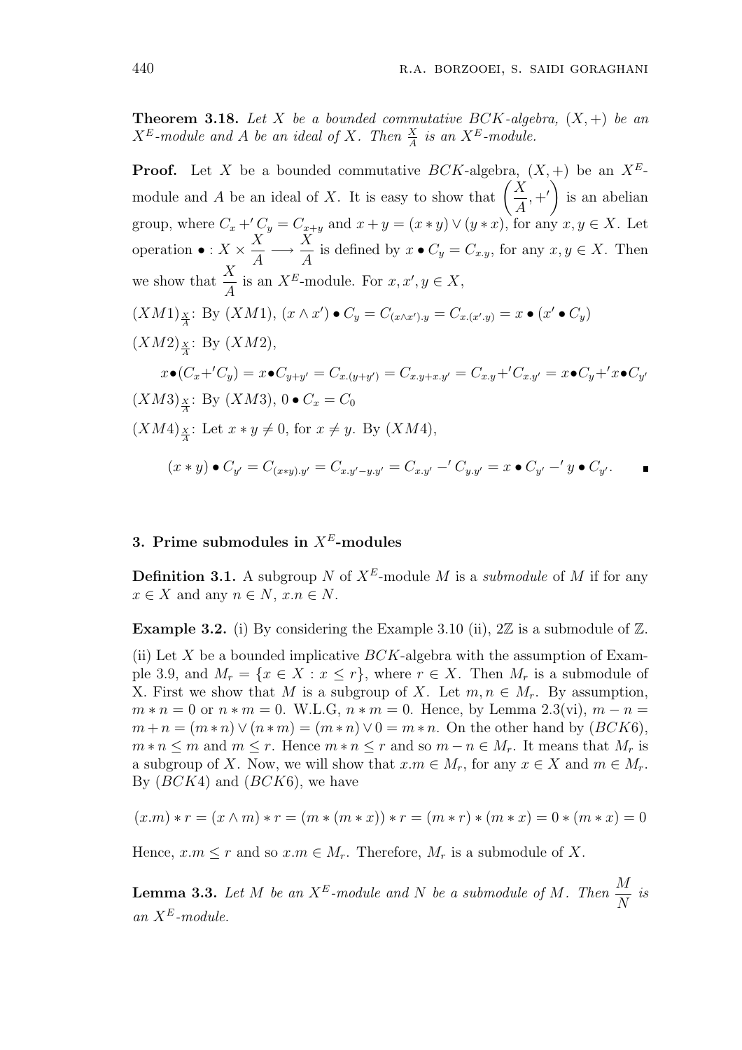**Theorem 3.18.** *Let $X$ be a bounded commutative $BCK$-algebra, $(X, +)$ be an $X^E$-module and $A$ be an ideal of $X$. Then $\frac{X}{A}$ is an $X^E$-module.*

**Proof.** Let $X$ be a bounded commutative $BCK$-algebra, $(X, +)$ be an $X^E$-module and $A$ be an ideal of $X$. It is easy to show that $\left(\dfrac{X}{A}, +'\right)$ is an abelian group, where $C_x +' C_y = C_{x+y}$ and $x + y = (x * y) \vee (y * x)$, for any $x, y \in X$. Let operation $\bullet : X \times \dfrac{X}{A} \longrightarrow \dfrac{X}{A}$ is defined by $x \bullet C_y = C_{x.y}$, for any $x, y \in X$. Then we show that $\dfrac{X}{A}$ is an $X^E$-module. For $x, x', y \in X$,

$(XM1)_{\frac{X}{A}}$: By $(XM1)$, $(x \wedge x') \bullet C_y = C_{(x \wedge x').y} = C_{x.(x'.y)} = x \bullet (x' \bullet C_y)$

$(XM2)_{\frac{X}{A}}$: By $(XM2)$,

$$x \bullet (C_x +' C_y) = x \bullet C_{y+y'} = C_{x.(y+y')} = C_{x.y+x.y'} = C_{x.y} +' C_{x.y'} = x \bullet C_y +' x \bullet C_{y'}$$

$(XM3)_{\frac{X}{A}}$: By $(XM3)$, $0 \bullet C_x = C_0$

$(XM4)_{\frac{X}{A}}$: Let $x * y \neq 0$, for $x \neq y$. By $(XM4)$,

$$(x * y) \bullet C_{y'} = C_{(x*y).y'} = C_{x.y' - y.y'} = C_{x.y'} -' C_{y.y'} = x \bullet C_{y'} -' y \bullet C_{y'}. \qquad \blacksquare$$

## 3. Prime submodules in $X^E$-modules

**Definition 3.1.** A subgroup $N$ of $X^E$-module $M$ is a *submodule* of $M$ if for any $x \in X$ and any $n \in N$, $x.n \in N$.

**Example 3.2.** (i) By considering the Example 3.10 (ii), $2\mathbb{Z}$ is a submodule of $\mathbb{Z}$.

(ii) Let $X$ be a bounded implicative $BCK$-algebra with the assumption of Example 3.9, and $M_r = \{x \in X : x \leq r\}$, where $r \in X$. Then $M_r$ is a submodule of X. First we show that $M$ is a subgroup of $X$. Let $m, n \in M_r$. By assumption, $m * n = 0$ or $n * m = 0$. W.L.G, $n * m = 0$. Hence, by Lemma 2.3(vi), $m - n = m + n = (m * n) \vee (n * m) = (m * n) \vee 0 = m * n$. On the other hand by $(BCK6)$, $m * n \leq m$ and $m \leq r$. Hence $m * n \leq r$ and so $m - n \in M_r$. It means that $M_r$ is a subgroup of $X$. Now, we will show that $x.m \in M_r$, for any $x \in X$ and $m \in M_r$. By $(BCK4)$ and $(BCK6)$, we have

$$(x.m) * r = (x \wedge m) * r = (m * (m * x)) * r = (m * r) * (m * x) = 0 * (m * x) = 0$$

Hence, $x.m \leq r$ and so $x.m \in M_r$. Therefore, $M_r$ is a submodule of $X$.

**Lemma 3.3.** *Let $M$ be an $X^E$-module and $N$ be a submodule of $M$. Then $\dfrac{M}{N}$ is an $X^E$-module.*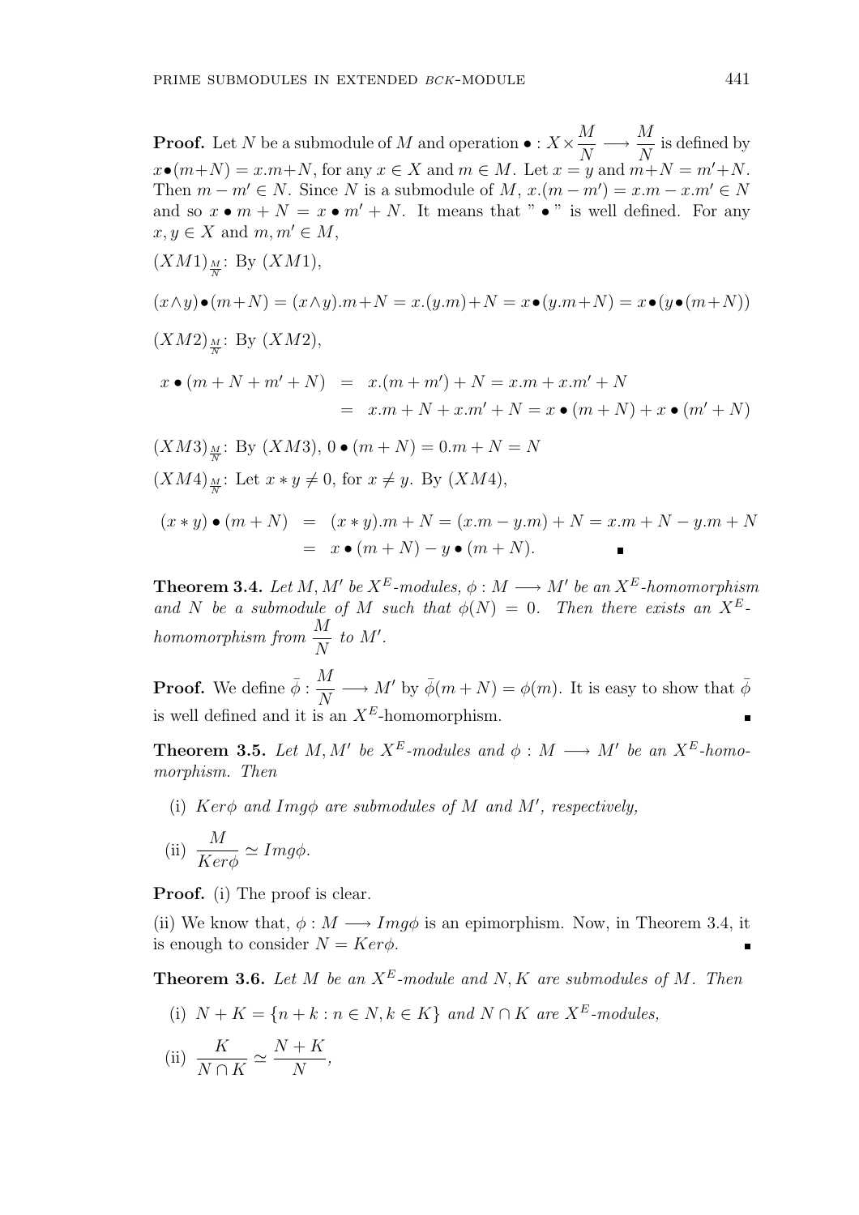**Proof.** Let $N$ be a submodule of $M$ and operation $\bullet : X \times \dfrac{M}{N} \longrightarrow \dfrac{M}{N}$ is defined by $x \bullet (m+N) = x.m + N$, for any $x \in X$ and $m \in M$. Let $x = y$ and $m+N = m'+N$. Then $m - m' \in N$. Since $N$ is a submodule of $M$, $x.(m-m') = x.m - x.m' \in N$ and so $x \bullet m + N = x \bullet m' + N$. It means that " $\bullet$ " is well defined. For any $x, y \in X$ and $m, m' \in M$,

$(XM1)_{\frac{M}{N}}$: By $(XM1)$,

$$(x \wedge y) \bullet (m+N) = (x \wedge y).m + N = x.(y.m) + N = x \bullet (y.m + N) = x \bullet (y \bullet (m+N))$$

$(XM2)_{\frac{M}{N}}$: By $(XM2)$,

$$\begin{aligned} x \bullet (m + N + m' + N) &= x.(m + m') + N = x.m + x.m' + N \\ &= x.m + N + x.m' + N = x \bullet (m+N) + x \bullet (m' + N) \end{aligned}$$

$(XM3)_{\frac{M}{N}}$: By $(XM3)$, $0 \bullet (m+N) = 0.m + N = N$

$(XM4)_{\frac{M}{N}}$: Let $x * y \neq 0$, for $x \neq y$. By $(XM4)$,

$$\begin{aligned} (x * y) \bullet (m+N) &= (x*y).m + N = (x.m - y.m) + N = x.m + N - y.m + N \\ &= x \bullet (m+N) - y \bullet (m+N). \end{aligned}$$

∎

**Theorem 3.4.** *Let $M, M'$ be $X^E$-modules, $\phi : M \longrightarrow M'$ be an $X^E$-homomorphism and $N$ be a submodule of $M$ such that $\phi(N) = 0$. Then there exists an $X^E$-homomorphism from $\dfrac{M}{N}$ to $M'$.*

**Proof.** We define $\bar{\phi} : \dfrac{M}{N} \longrightarrow M'$ by $\bar{\phi}(m+N) = \phi(m)$. It is easy to show that $\bar{\phi}$ is well defined and it is an $X^E$-homomorphism. ∎

**Theorem 3.5.** *Let $M, M'$ be $X^E$-modules and $\phi : M \longrightarrow M'$ be an $X^E$-homomorphism. Then*

(i) *$Ker\phi$ and $Img\phi$ are submodules of $M$ and $M'$, respectively,*

(ii) $\dfrac{M}{Ker\phi} \simeq Img\phi$.

**Proof.** (i) The proof is clear.

(ii) We know that, $\phi : M \longrightarrow Img\phi$ is an epimorphism. Now, in Theorem 3.4, it is enough to consider $N = Ker\phi$. ∎

**Theorem 3.6.** *Let $M$ be an $X^E$-module and $N, K$ are submodules of $M$. Then*

(i) *$N + K = \{n + k : n \in N, k \in K\}$ and $N \cap K$ are $X^E$-modules,*

(ii) $\dfrac{K}{N \cap K} \simeq \dfrac{N+K}{N}$,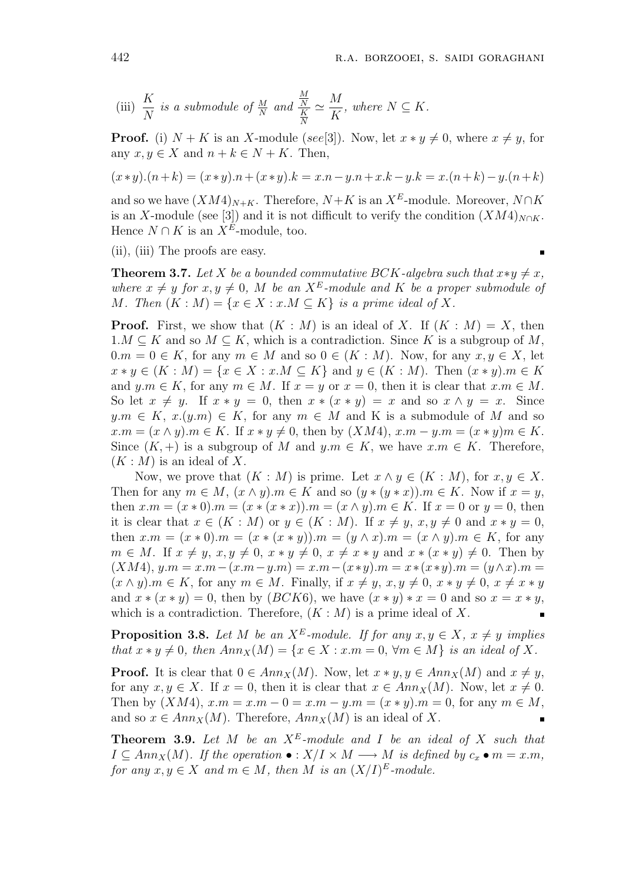(iii) $\frac{K}{N}$ *is a submodule of* $\frac{M}{N}$ *and* $\frac{\frac{M}{N}}{\frac{K}{N}} \simeq \frac{M}{K}$, *where* $N \subseteq K$.

**Proof.** (i) $N + K$ is an $X$-module (*see*[3]). Now, let $x * y \neq 0$, where $x \neq y$, for any $x, y \in X$ and $n + k \in N + K$. Then,

$$(x*y).(n+k) = (x*y).n + (x*y).k = x.n - y.n + x.k - y.k = x.(n+k) - y.(n+k)$$

and so we have $(XM4)_{N+K}$. Therefore, $N+K$ is an $X^E$-module. Moreover, $N \cap K$ is an $X$-module (see [3]) and it is not difficult to verify the condition $(XM4)_{N\cap K}$. Hence $N \cap K$ is an $X^E$-module, too.

(ii), (iii) The proofs are easy. ∎

**Theorem 3.7.** *Let $X$ be a bounded commutative $BCK$-algebra such that $x*y \neq x$, where $x \neq y$ for $x, y \neq 0$, $M$ be an $X^E$-module and $K$ be a proper submodule of $M$. Then $(K : M) = \{x \in X : x.M \subseteq K\}$ is a prime ideal of $X$.*

**Proof.** First, we show that $(K : M)$ is an ideal of $X$. If $(K : M) = X$, then $1.M \subseteq K$ and so $M \subseteq K$, which is a contradiction. Since $K$ is a subgroup of $M$, $0.m = 0 \in K$, for any $m \in M$ and so $0 \in (K : M)$. Now, for any $x, y \in X$, let $x * y \in (K : M) = \{x \in X : x.M \subseteq K\}$ and $y \in (K : M)$. Then $(x * y).m \in K$ and $y.m \in K$, for any $m \in M$. If $x = y$ or $x = 0$, then it is clear that $x.m \in M$. So let $x \neq y$. If $x * y = 0$, then $x * (x * y) = x$ and so $x \wedge y = x$. Since $y.m \in K$, $x.(y.m) \in K$, for any $m \in M$ and K is a submodule of $M$ and so $x.m = (x \wedge y).m \in K$. If $x * y \neq 0$, then by $(XM4)$, $x.m - y.m = (x * y)m \in K$. Since $(K, +)$ is a subgroup of $M$ and $y.m \in K$, we have $x.m \in K$. Therefore, $(K : M)$ is an ideal of $X$.

Now, we prove that $(K : M)$ is prime. Let $x \wedge y \in (K : M)$, for $x, y \in X$. Then for any $m \in M$, $(x \wedge y).m \in K$ and so $(y * (y * x)).m \in K$. Now if $x = y$, then $x.m = (x * 0).m = (x * (x * x)).m = (x \wedge y).m \in K$. If $x = 0$ or $y = 0$, then it is clear that $x \in (K : M)$ or $y \in (K : M)$. If $x \neq y$, $x, y \neq 0$ and $x * y = 0$, then $x.m = (x * 0).m = (x * (x * y)).m = (y \wedge x).m = (x \wedge y).m \in K$, for any $m \in M$. If $x \neq y$, $x, y \neq 0$, $x * y \neq 0$, $x \neq x * y$ and $x * (x * y) \neq 0$. Then by $(XM4)$, $y.m = x.m - (x.m - y.m) = x.m - (x*y).m = x*(x*y).m = (y \wedge x).m = (x \wedge y).m \in K$, for any $m \in M$. Finally, if $x \neq y$, $x, y \neq 0$, $x * y \neq 0$, $x \neq x * y$ and $x * (x * y) = 0$, then by $(BCK6)$, we have $(x * y) * x = 0$ and so $x = x * y$, which is a contradiction. Therefore, $(K : M)$ is a prime ideal of $X$. ∎

**Proposition 3.8.** *Let $M$ be an $X^E$-module. If for any $x, y \in X$, $x \neq y$ implies that $x * y \neq 0$, then $Ann_X(M) = \{x \in X : x.m = 0, \forall m \in M\}$ is an ideal of $X$.*

**Proof.** It is clear that $0 \in Ann_X(M)$. Now, let $x * y, y \in Ann_X(M)$ and $x \neq y$, for any $x, y \in X$. If $x = 0$, then it is clear that $x \in Ann_X(M)$. Now, let $x \neq 0$. Then by $(XM4)$, $x.m = x.m - 0 = x.m - y.m = (x * y).m = 0$, for any $m \in M$, and so $x \in Ann_X(M)$. Therefore, $Ann_X(M)$ is an ideal of $X$. ∎

**Theorem 3.9.** *Let $M$ be an $X^E$-module and $I$ be an ideal of $X$ such that $I \subseteq Ann_X(M)$. If the operation $\bullet : X/I \times M \longrightarrow M$ is defined by $c_x \bullet m = x.m$, for any $x, y \in X$ and $m \in M$, then $M$ is an $(X/I)^E$-module.*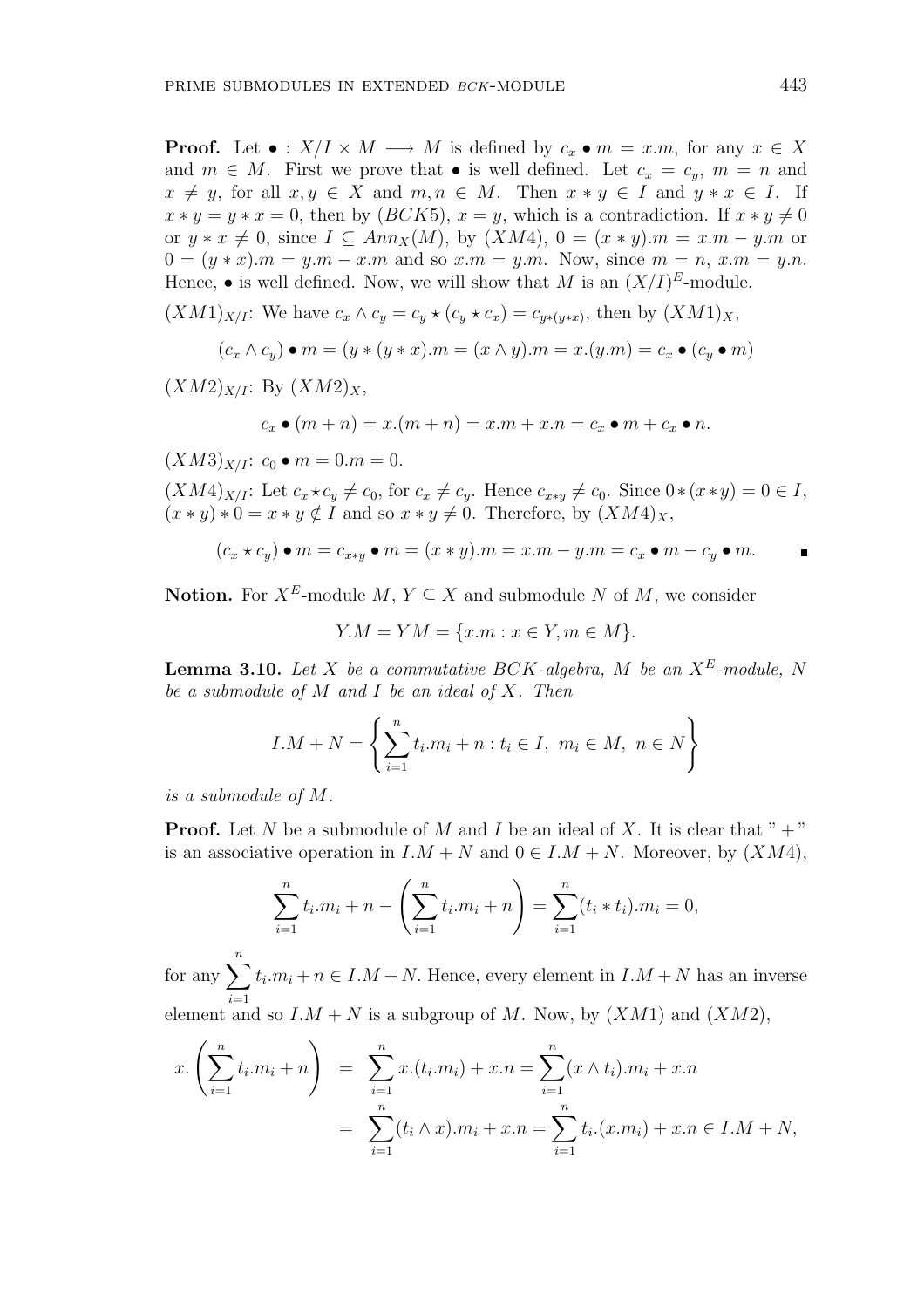**Proof.** Let $\bullet : X/I \times M \longrightarrow M$ is defined by $c_x \bullet m = x.m$, for any $x \in X$ and $m \in M$. First we prove that $\bullet$ is well defined. Let $c_x = c_y$, $m = n$ and $x \neq y$, for all $x, y \in X$ and $m, n \in M$. Then $x * y \in I$ and $y * x \in I$. If $x * y = y * x = 0$, then by $(BCK5)$, $x = y$, which is a contradiction. If $x * y \neq 0$ or $y * x \neq 0$, since $I \subseteq Ann_X(M)$, by $(XM4)$, $0 = (x * y).m = x.m - y.m$ or $0 = (y * x).m = y.m - x.m$ and so $x.m = y.m$. Now, since $m = n$, $x.m = y.n$. Hence, $\bullet$ is well defined. Now, we will show that $M$ is an $(X/I)^E$-module.

$(XM1)_{X/I}$: We have $c_x \wedge c_y = c_y \star (c_y \star c_x) = c_{y*(y*x)}$, then by $(XM1)_X$,

$$(c_x \wedge c_y) \bullet m = (y * (y * x).m = (x \wedge y).m = x.(y.m) = c_x \bullet (c_y \bullet m)$$

$(XM2)_{X/I}$: By $(XM2)_X$,

$$c_x \bullet (m + n) = x.(m + n) = x.m + x.n = c_x \bullet m + c_x \bullet n.$$

$(XM3)_{X/I}$: $c_0 \bullet m = 0.m = 0$.

$(XM4)_{X/I}$: Let $c_x \star c_y \neq c_0$, for $c_x \neq c_y$. Hence $c_{x*y} \neq c_0$. Since $0 * (x * y) = 0 \in I$, $(x * y) * 0 = x * y \notin I$ and so $x * y \neq 0$. Therefore, by $(XM4)_X$,

$$(c_x \star c_y) \bullet m = c_{x*y} \bullet m = (x * y).m = x.m - y.m = c_x \bullet m - c_y \bullet m. \quad \blacksquare$$

**Notion.** For $X^E$-module $M$, $Y \subseteq X$ and submodule $N$ of $M$, we consider

$$Y.M = YM = \{x.m : x \in Y, m \in M\}.$$

**Lemma 3.10.** *Let $X$ be a commutative BCK-algebra, $M$ be an $X^E$-module, $N$ be a submodule of $M$ and $I$ be an ideal of $X$. Then*

$$I.M + N = \left\{ \sum_{i=1}^{n} t_i.m_i + n : t_i \in I,\ m_i \in M,\ n \in N \right\}$$

*is a submodule of $M$.*

**Proof.** Let $N$ be a submodule of $M$ and $I$ be an ideal of $X$. It is clear that "$+$" is an associative operation in $I.M + N$ and $0 \in I.M + N$. Moreover, by $(XM4)$,

$$\sum_{i=1}^{n} t_i.m_i + n - \left( \sum_{i=1}^{n} t_i.m_i + n \right) = \sum_{i=1}^{n} (t_i * t_i).m_i = 0,$$

for any $\sum_{i=1}^{n} t_i.m_i + n \in I.M + N$. Hence, every element in $I.M + N$ has an inverse element and so $I.M + N$ is a subgroup of $M$. Now, by $(XM1)$ and $(XM2)$,

$$\begin{aligned} x.\left( \sum_{i=1}^{n} t_i.m_i + n \right) &= \sum_{i=1}^{n} x.(t_i.m_i) + x.n = \sum_{i=1}^{n} (x \wedge t_i).m_i + x.n \\ &= \sum_{i=1}^{n} (t_i \wedge x).m_i + x.n = \sum_{i=1}^{n} t_i.(x.m_i) + x.n \in I.M + N, \end{aligned}$$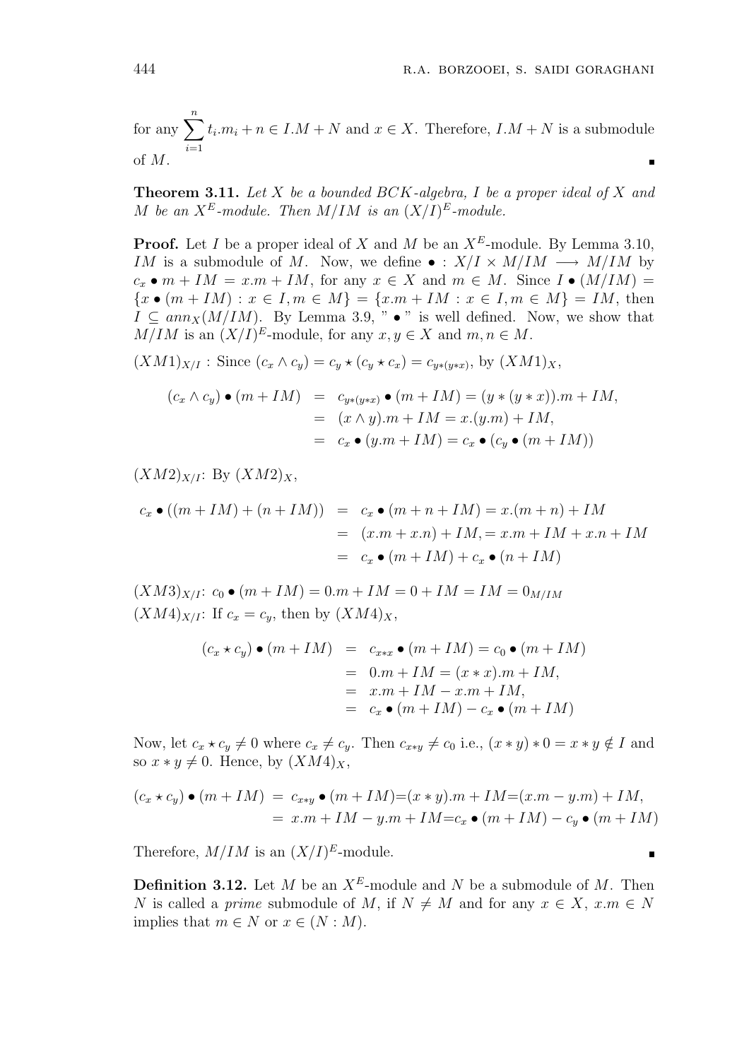for any $\sum_{i=1}^{n} t_i.m_i + n \in I.M + N$ and $x \in X$. Therefore, $I.M + N$ is a submodule of $M$. ∎

**Theorem 3.11.** *Let $X$ be a bounded BCK-algebra, $I$ be a proper ideal of $X$ and $M$ be an $X^E$-module. Then $M/IM$ is an $(X/I)^E$-module.*

**Proof.** Let $I$ be a proper ideal of $X$ and $M$ be an $X^E$-module. By Lemma 3.10, $IM$ is a submodule of $M$. Now, we define $\bullet : X/I \times M/IM \longrightarrow M/IM$ by $c_x \bullet m + IM = x.m + IM$, for any $x \in X$ and $m \in M$. Since $I \bullet (M/IM) = \{x \bullet (m + IM) : x \in I, m \in M\} = \{x.m + IM : x \in I, m \in M\} = IM$, then $I \subseteq ann_X(M/IM)$. By Lemma 3.9, " $\bullet$ " is well defined. Now, we show that $M/IM$ is an $(X/I)^E$-module, for any $x, y \in X$ and $m, n \in M$.

$(XM1)_{X/I}$ : Since $(c_x \wedge c_y) = c_y \star (c_y \star c_x) = c_{y*(y*x)}$, by $(XM1)_X$,

$$
\begin{aligned}
(c_x \wedge c_y) \bullet (m + IM) &= c_{y*(y*x)} \bullet (m + IM) = (y * (y * x)).m + IM, \\
&= (x \wedge y).m + IM = x.(y.m) + IM, \\
&= c_x \bullet (y.m + IM) = c_x \bullet (c_y \bullet (m + IM))
\end{aligned}
$$

$(XM2)_{X/I}$: By $(XM2)_X$,

$$
\begin{aligned}
c_x \bullet ((m + IM) + (n + IM)) &= c_x \bullet (m + n + IM) = x.(m + n) + IM \\
&= (x.m + x.n) + IM, = x.m + IM + x.n + IM \\
&= c_x \bullet (m + IM) + c_x \bullet (n + IM)
\end{aligned}
$$

$(XM3)_{X/I}$: $c_0 \bullet (m + IM) = 0.m + IM = 0 + IM = IM = 0_{M/IM}$

$(XM4)_{X/I}$: If $c_x = c_y$, then by $(XM4)_X$,

$$
\begin{aligned}
(c_x \star c_y) \bullet (m + IM) &= c_{x*x} \bullet (m + IM) = c_0 \bullet (m + IM) \\
&= 0.m + IM = (x * x).m + IM, \\
&= x.m + IM - x.m + IM, \\
&= c_x \bullet (m + IM) - c_x \bullet (m + IM)
\end{aligned}
$$

Now, let $c_x \star c_y \neq 0$ where $c_x \neq c_y$. Then $c_{x*y} \neq c_0$ i.e., $(x * y) * 0 = x * y \notin I$ and so $x * y \neq 0$. Hence, by $(XM4)_X$,

$$
\begin{aligned}
(c_x \star c_y) \bullet (m + IM) &= c_{x*y} \bullet (m + IM) = (x * y).m + IM = (x.m - y.m) + IM, \\
&= x.m + IM - y.m + IM = c_x \bullet (m + IM) - c_y \bullet (m + IM)
\end{aligned}
$$

Therefore, $M/IM$ is an $(X/I)^E$-module. ∎

**Definition 3.12.** Let $M$ be an $X^E$-module and $N$ be a submodule of $M$. Then $N$ is called a *prime* submodule of $M$, if $N \neq M$ and for any $x \in X$, $x.m \in N$ implies that $m \in N$ or $x \in (N : M)$.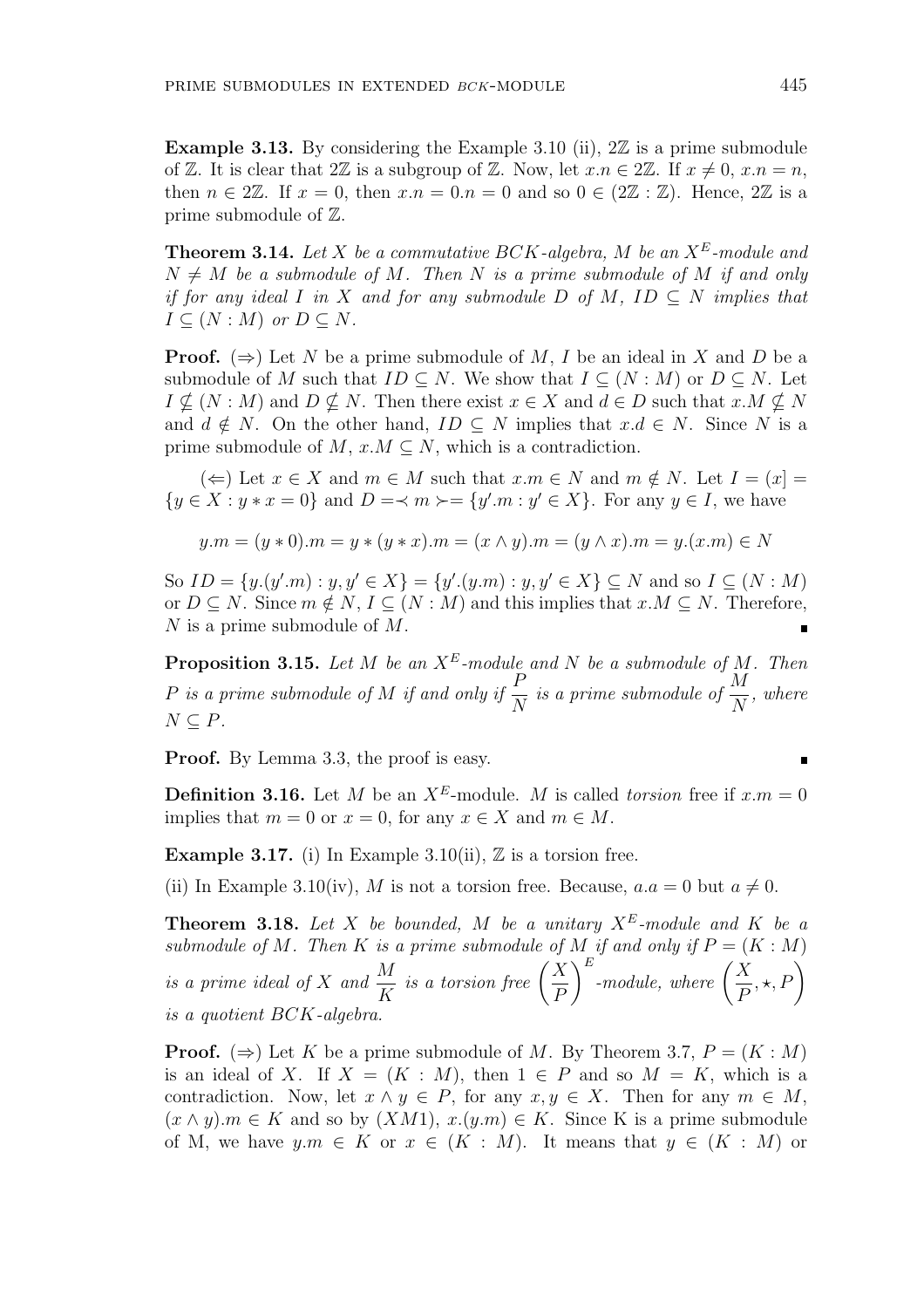**Example 3.13.** By considering the Example 3.10 (ii), $2\mathbb{Z}$ is a prime submodule of $\mathbb{Z}$. It is clear that $2\mathbb{Z}$ is a subgroup of $\mathbb{Z}$. Now, let $x.n \in 2\mathbb{Z}$. If $x \neq 0$, $x.n = n$, then $n \in 2\mathbb{Z}$. If $x = 0$, then $x.n = 0.n = 0$ and so $0 \in (2\mathbb{Z} : \mathbb{Z})$. Hence, $2\mathbb{Z}$ is a prime submodule of $\mathbb{Z}$.

**Theorem 3.14.** *Let $X$ be a commutative BCK-algebra, $M$ be an $X^E$-module and $N \neq M$ be a submodule of $M$. Then $N$ is a prime submodule of $M$ if and only if for any ideal $I$ in $X$ and for any submodule $D$ of $M$, $ID \subseteq N$ implies that $I \subseteq (N : M)$ or $D \subseteq N$.*

**Proof.** $(\Rightarrow)$ Let $N$ be a prime submodule of $M$, $I$ be an ideal in $X$ and $D$ be a submodule of $M$ such that $ID \subseteq N$. We show that $I \subseteq (N : M)$ or $D \subseteq N$. Let $I \nsubseteq (N : M)$ and $D \nsubseteq N$. Then there exist $x \in X$ and $d \in D$ such that $x.M \nsubseteq N$ and $d \notin N$. On the other hand, $ID \subseteq N$ implies that $x.d \in N$. Since $N$ is a prime submodule of $M$, $x.M \subseteq N$, which is a contradiction.

$(\Leftarrow)$ Let $x \in X$ and $m \in M$ such that $x.m \in N$ and $m \notin N$. Let $I = (x] = \{y \in X : y * x = 0\}$ and $D = \prec m \succ = \{y'.m : y' \in X\}$. For any $y \in I$, we have

$$y.m = (y * 0).m = y * (y * x).m = (x \wedge y).m = (y \wedge x).m = y.(x.m) \in N$$

So $ID = \{y.(y'.m) : y, y' \in X\} = \{y'.(y.m) : y, y' \in X\} \subseteq N$ and so $I \subseteq (N : M)$ or $D \subseteq N$. Since $m \notin N$, $I \subseteq (N : M)$ and this implies that $x.M \subseteq N$. Therefore, $N$ is a prime submodule of $M$. ∎

**Proposition 3.15.** *Let $M$ be an $X^E$-module and $N$ be a submodule of $M$. Then $P$ is a prime submodule of $M$ if and only if $\dfrac{P}{N}$ is a prime submodule of $\dfrac{M}{N}$, where $N \subseteq P$.*

**Proof.** By Lemma 3.3, the proof is easy. ∎

**Definition 3.16.** Let $M$ be an $X^E$-module. $M$ is called *torsion* free if $x.m = 0$ implies that $m = 0$ or $x = 0$, for any $x \in X$ and $m \in M$.

**Example 3.17.** (i) In Example 3.10(ii), $\mathbb{Z}$ is a torsion free.

(ii) In Example 3.10(iv), $M$ is not a torsion free. Because, $a.a = 0$ but $a \neq 0$.

**Theorem 3.18.** *Let $X$ be bounded, $M$ be a unitary $X^E$-module and $K$ be a submodule of $M$. Then $K$ is a prime submodule of $M$ if and only if $P = (K : M)$ is a prime ideal of $X$ and $\dfrac{M}{K}$ is a torsion free $\left(\dfrac{X}{P}\right)^E$-module, where $\left(\dfrac{X}{P}, \star, P\right)$ is a quotient BCK-algebra.*

**Proof.** $(\Rightarrow)$ Let $K$ be a prime submodule of $M$. By Theorem 3.7, $P = (K : M)$ is an ideal of $X$. If $X = (K : M)$, then $1 \in P$ and so $M = K$, which is a contradiction. Now, let $x \wedge y \in P$, for any $x, y \in X$. Then for any $m \in M$, $(x \wedge y).m \in K$ and so by $(XM1)$, $x.(y.m) \in K$. Since K is a prime submodule of M, we have $y.m \in K$ or $x \in (K : M)$. It means that $y \in (K : M)$ or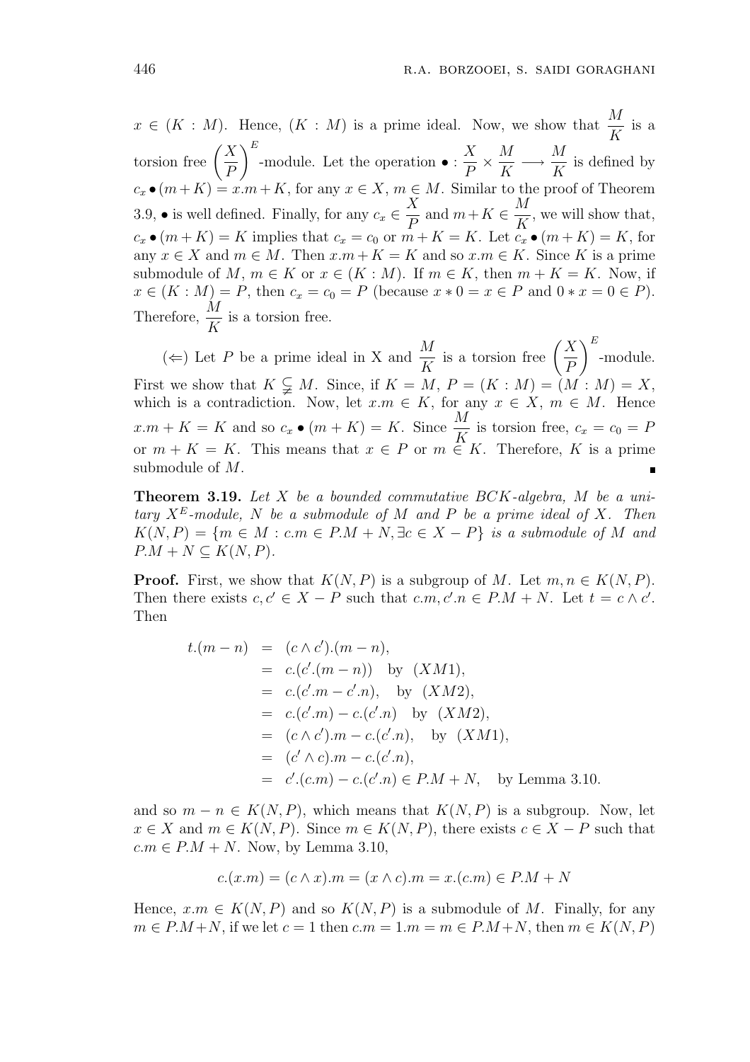$x \in (K : M)$. Hence, $(K : M)$ is a prime ideal. Now, we show that $\dfrac{M}{K}$ is a torsion free $\left(\dfrac{X}{P}\right)^E$-module. Let the operation $\bullet : \dfrac{X}{P} \times \dfrac{M}{K} \longrightarrow \dfrac{M}{K}$ is defined by $c_x \bullet (m+K) = x.m + K$, for any $x \in X$, $m \in M$. Similar to the proof of Theorem 3.9, $\bullet$ is well defined. Finally, for any $c_x \in \dfrac{X}{P}$ and $m+K \in \dfrac{M}{K}$, we will show that, $c_x \bullet (m+K) = K$ implies that $c_x = c_0$ or $m + K = K$. Let $c_x \bullet (m+K) = K$, for any $x \in X$ and $m \in M$. Then $x.m + K = K$ and so $x.m \in K$. Since $K$ is a prime submodule of $M$, $m \in K$ or $x \in (K : M)$. If $m \in K$, then $m + K = K$. Now, if $x \in (K : M) = P$, then $c_x = c_0 = P$ (because $x * 0 = x \in P$ and $0 * x = 0 \in P$). Therefore, $\dfrac{M}{K}$ is a torsion free.

($\Leftarrow$) Let $P$ be a prime ideal in X and $\dfrac{M}{K}$ is a torsion free $\left(\dfrac{X}{P}\right)^E$-module. First we show that $K \subsetneqq M$. Since, if $K = M$, $P = (K : M) = (M : M) = X$, which is a contradiction. Now, let $x.m \in K$, for any $x \in X$, $m \in M$. Hence $x.m + K = K$ and so $c_x \bullet (m + K) = K$. Since $\dfrac{M}{K}$ is torsion free, $c_x = c_0 = P$ or $m + K = K$. This means that $x \in P$ or $m \in K$. Therefore, $K$ is a prime submodule of $M$. ∎

**Theorem 3.19.** *Let $X$ be a bounded commutative BCK-algebra, $M$ be a unitary $X^E$-module, $N$ be a submodule of $M$ and $P$ be a prime ideal of $X$. Then $K(N, P) = \{m \in M : c.m \in P.M + N, \exists c \in X - P\}$ is a submodule of $M$ and $P.M + N \subseteq K(N, P)$.*

**Proof.** First, we show that $K(N, P)$ is a subgroup of $M$. Let $m, n \in K(N, P)$. Then there exists $c, c' \in X - P$ such that $c.m, c'.n \in P.M + N$. Let $t = c \wedge c'$. Then

$$
\begin{aligned}
t.(m - n) &= (c \wedge c').(m - n), \\
&= c.(c'.(m - n)) \quad \text{by } (XM1), \\
&= c.(c'.m - c'.n), \quad \text{by } (XM2), \\
&= c.(c'.m) - c.(c'.n) \quad \text{by } (XM2), \\
&= (c \wedge c').m - c.(c'.n), \quad \text{by } (XM1), \\
&= (c' \wedge c).m - c.(c'.n), \\
&= c'.(c.m) - c.(c'.n) \in P.M + N, \quad \text{by Lemma 3.10.}
\end{aligned}
$$

and so $m - n \in K(N, P)$, which means that $K(N, P)$ is a subgroup. Now, let $x \in X$ and $m \in K(N, P)$. Since $m \in K(N, P)$, there exists $c \in X - P$ such that $c.m \in P.M + N$. Now, by Lemma 3.10,

$$
c.(x.m) = (c \wedge x).m = (x \wedge c).m = x.(c.m) \in P.M + N
$$

Hence, $x.m \in K(N, P)$ and so $K(N, P)$ is a submodule of $M$. Finally, for any $m \in P.M+N$, if we let $c = 1$ then $c.m = 1.m = m \in P.M+N$, then $m \in K(N, P)$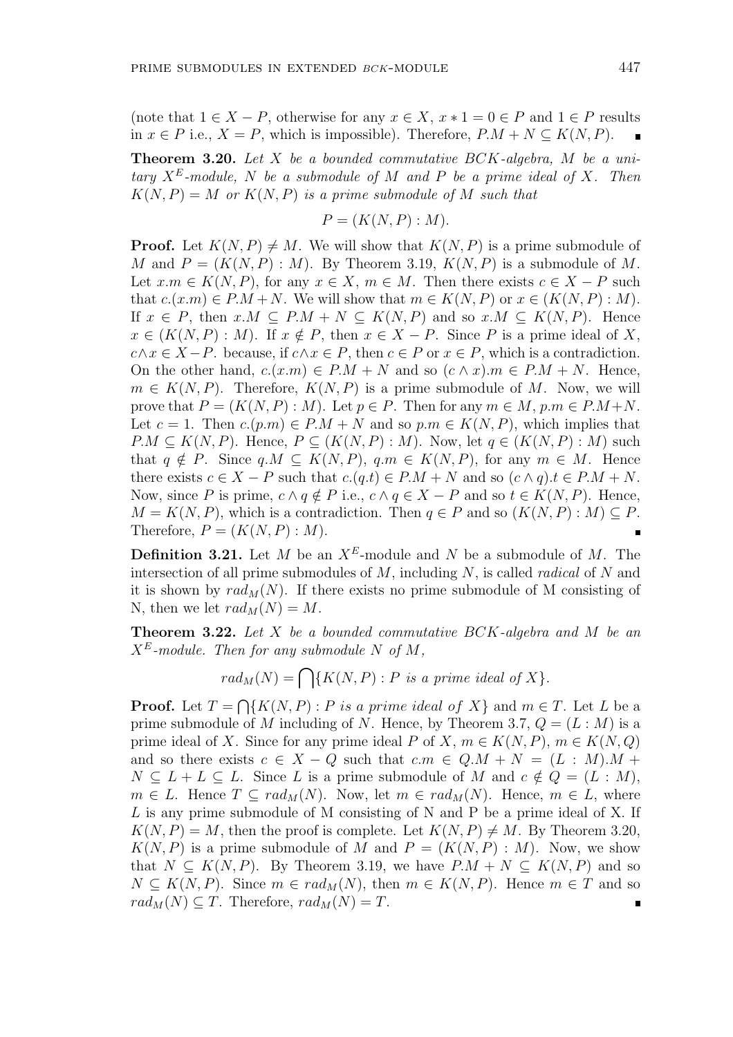(note that $1 \in X - P$, otherwise for any $x \in X$, $x * 1 = 0 \in P$ and $1 \in P$ results in $x \in P$ i.e., $X = P$, which is impossible). Therefore, $P.M + N \subseteq K(N, P)$. ∎

**Theorem 3.20.** *Let $X$ be a bounded commutative BCK-algebra, $M$ be a unitary $X^E$-module, $N$ be a submodule of $M$ and $P$ be a prime ideal of $X$. Then $K(N, P) = M$ or $K(N, P)$ is a prime submodule of $M$ such that*

$$P = (K(N, P) : M).$$

**Proof.** Let $K(N, P) \neq M$. We will show that $K(N, P)$ is a prime submodule of $M$ and $P = (K(N, P) : M)$. By Theorem 3.19, $K(N, P)$ is a submodule of $M$. Let $x.m \in K(N, P)$, for any $x \in X$, $m \in M$. Then there exists $c \in X - P$ such that $c.(x.m) \in P.M + N$. We will show that $m \in K(N, P)$ or $x \in (K(N, P) : M)$. If $x \in P$, then $x.M \subseteq P.M + N \subseteq K(N, P)$ and so $x.M \subseteq K(N, P)$. Hence $x \in (K(N, P) : M)$. If $x \notin P$, then $x \in X - P$. Since $P$ is a prime ideal of $X$, $c \wedge x \in X - P$. because, if $c \wedge x \in P$, then $c \in P$ or $x \in P$, which is a contradiction. On the other hand, $c.(x.m) \in P.M + N$ and so $(c \wedge x).m \in P.M + N$. Hence, $m \in K(N, P)$. Therefore, $K(N, P)$ is a prime submodule of $M$. Now, we will prove that $P = (K(N, P) : M)$. Let $p \in P$. Then for any $m \in M$, $p.m \in P.M + N$. Let $c = 1$. Then $c.(p.m) \in P.M + N$ and so $p.m \in K(N, P)$, which implies that $P.M \subseteq K(N, P)$. Hence, $P \subseteq (K(N, P) : M)$. Now, let $q \in (K(N, P) : M)$ such that $q \notin P$. Since $q.M \subseteq K(N, P)$, $q.m \in K(N, P)$, for any $m \in M$. Hence there exists $c \in X - P$ such that $c.(q.t) \in P.M + N$ and so $(c \wedge q).t \in P.M + N$. Now, since $P$ is prime, $c \wedge q \notin P$ i.e., $c \wedge q \in X - P$ and so $t \in K(N, P)$. Hence, $M = K(N, P)$, which is a contradiction. Then $q \in P$ and so $(K(N, P) : M) \subseteq P$. Therefore, $P = (K(N, P) : M)$. ∎

**Definition 3.21.** Let $M$ be an $X^E$-module and $N$ be a submodule of $M$. The intersection of all prime submodules of $M$, including $N$, is called *radical* of $N$ and it is shown by $rad_M(N)$. If there exists no prime submodule of M consisting of N, then we let $rad_M(N) = M$.

**Theorem 3.22.** *Let $X$ be a bounded commutative BCK-algebra and $M$ be an $X^E$-module. Then for any submodule $N$ of $M$,*

$$rad_M(N) = \bigcap\{K(N, P) : P \text{ is a prime ideal of } X\}.$$

**Proof.** Let $T = \bigcap\{K(N, P) : P \text{ is a prime ideal of } X\}$ and $m \in T$. Let $L$ be a prime submodule of $M$ including of $N$. Hence, by Theorem 3.7, $Q = (L : M)$ is a prime ideal of $X$. Since for any prime ideal $P$ of $X$, $m \in K(N, P)$, $m \in K(N, Q)$ and so there exists $c \in X - Q$ such that $c.m \in Q.M + N = (L : M).M + N \subseteq L + L \subseteq L$. Since $L$ is a prime submodule of $M$ and $c \notin Q = (L : M)$, $m \in L$. Hence $T \subseteq rad_M(N)$. Now, let $m \in rad_M(N)$. Hence, $m \in L$, where $L$ is any prime submodule of M consisting of N and P be a prime ideal of X. If $K(N, P) = M$, then the proof is complete. Let $K(N, P) \neq M$. By Theorem 3.20, $K(N, P)$ is a prime submodule of $M$ and $P = (K(N, P) : M)$. Now, we show that $N \subseteq K(N, P)$. By Theorem 3.19, we have $P.M + N \subseteq K(N, P)$ and so $N \subseteq K(N, P)$. Since $m \in rad_M(N)$, then $m \in K(N, P)$. Hence $m \in T$ and so $rad_M(N) \subseteq T$. Therefore, $rad_M(N) = T$. ∎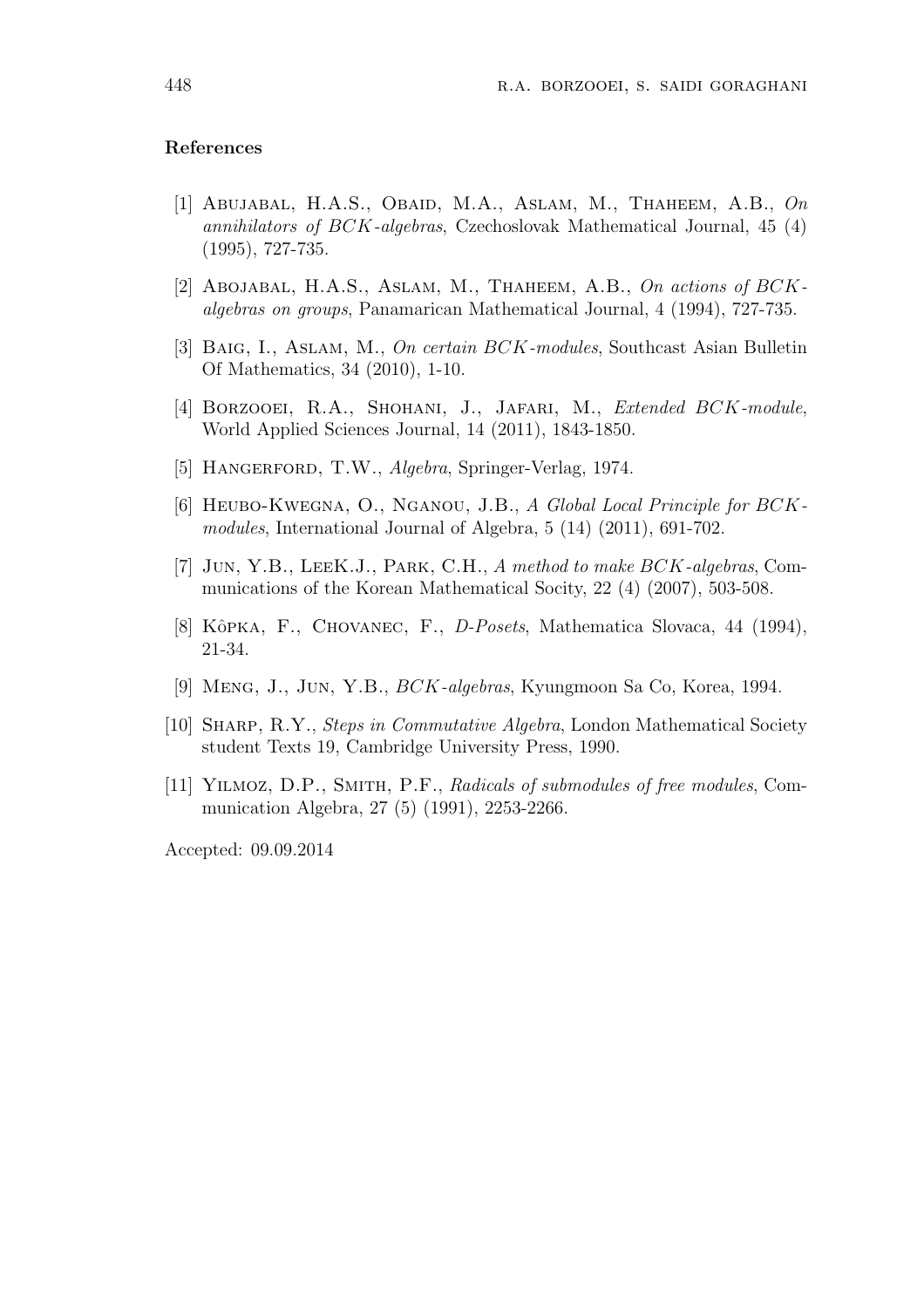## References

[1] Abujabal, H.A.S., Obaid, M.A., Aslam, M., Thaheem, A.B., *On annihilators of BCK-algebras*, Czechoslovak Mathematical Journal, 45 (4) (1995), 727-735.

[2] Abojabal, H.A.S., Aslam, M., Thaheem, A.B., *On actions of BCK-algebras on groups*, Panamarican Mathematical Journal, 4 (1994), 727-735.

[3] Baig, I., Aslam, M., *On certain BCK-modules*, Southcast Asian Bulletin Of Mathematics, 34 (2010), 1-10.

[4] Borzooei, R.A., Shohani, J., Jafari, M., *Extended BCK-module*, World Applied Sciences Journal, 14 (2011), 1843-1850.

[5] Hangerford, T.W., *Algebra*, Springer-Verlag, 1974.

[6] Heubo-Kwegna, O., Nganou, J.B., *A Global Local Principle for BCK-modules*, International Journal of Algebra, 5 (14) (2011), 691-702.

[7] Jun, Y.B., LeeK.J., Park, C.H., *A method to make BCK-algebras*, Communications of the Korean Mathematical Socity, 22 (4) (2007), 503-508.

[8] Kôpka, F., Chovanec, F., *D-Posets*, Mathematica Slovaca, 44 (1994), 21-34.

[9] Meng, J., Jun, Y.B., *BCK-algebras*, Kyungmoon Sa Co, Korea, 1994.

[10] Sharp, R.Y., *Steps in Commutative Algebra*, London Mathematical Society student Texts 19, Cambridge University Press, 1990.

[11] Yilmoz, D.P., Smith, P.F., *Radicals of submodules of free modules*, Communication Algebra, 27 (5) (1991), 2253-2266.

Accepted: 09.09.2014